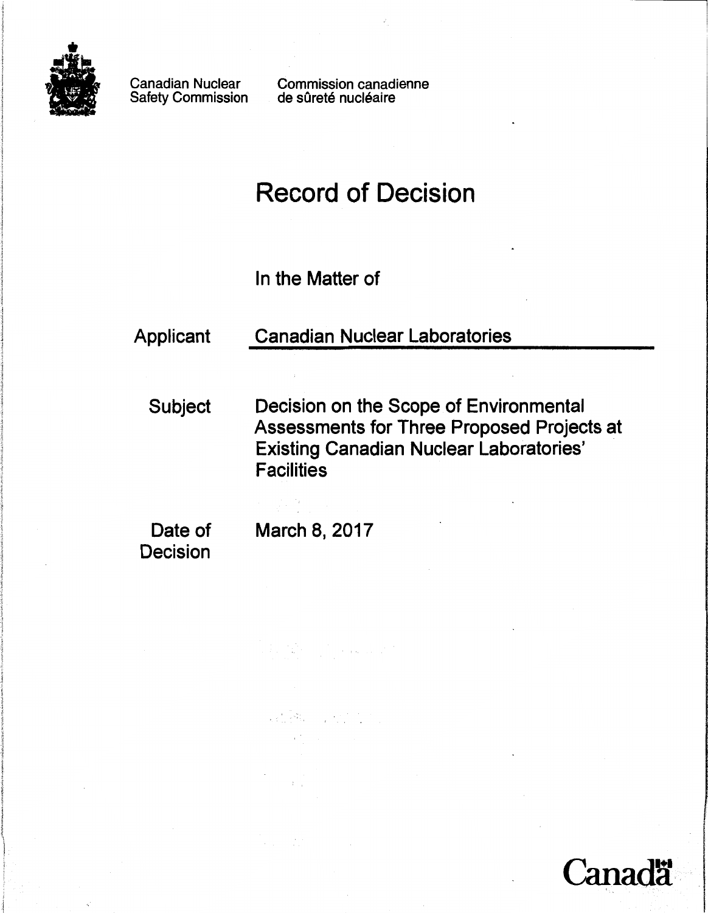Canadian Nuclear Safety Commission

Commission canadienne de sûreté nucléaire

# Record of Decision

In the Matter of

| | |
|---|---|
| Applicant | Canadian Nuclear Laboratories |
| Subject | Decision on the Scope of Environmental Assessments for Three Proposed Projects at Existing Canadian Nuclear Laboratories' Facilities |
| Date of Decision | March 8, 2017 |

Canada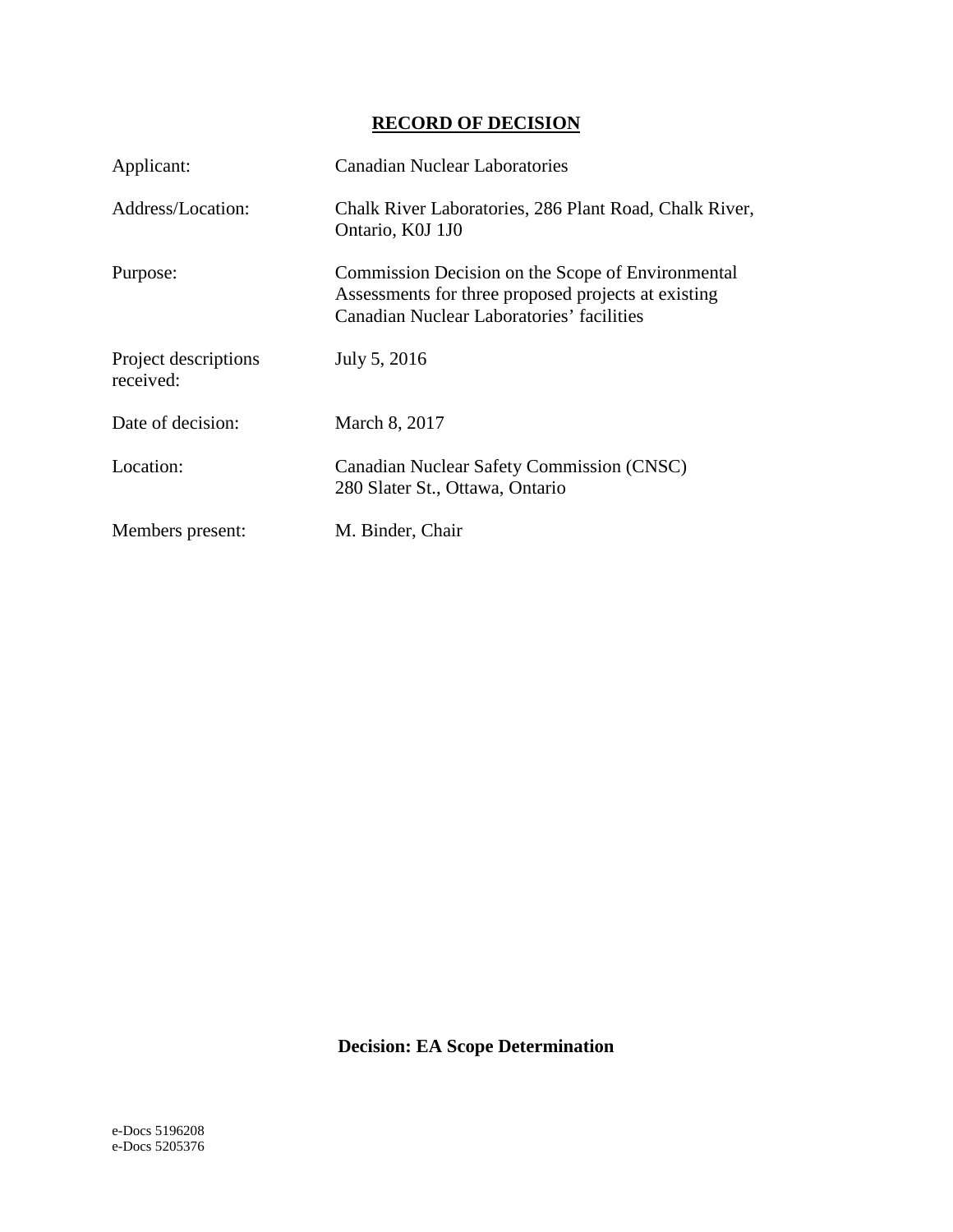# RECORD OF DECISION

| | |
|---|---|
| Applicant: | Canadian Nuclear Laboratories |
| Address/Location: | Chalk River Laboratories, 286 Plant Road, Chalk River, Ontario, K0J 1J0 |
| Purpose: | Commission Decision on the Scope of Environmental Assessments for three proposed projects at existing Canadian Nuclear Laboratories' facilities |
| Project descriptions received: | July 5, 2016 |
| Date of decision: | March 8, 2017 |
| Location: | Canadian Nuclear Safety Commission (CNSC) 280 Slater St., Ottawa, Ontario |
| Members present: | M. Binder, Chair |

**Decision: EA Scope Determination**

e-Docs 5196208
e-Docs 5205376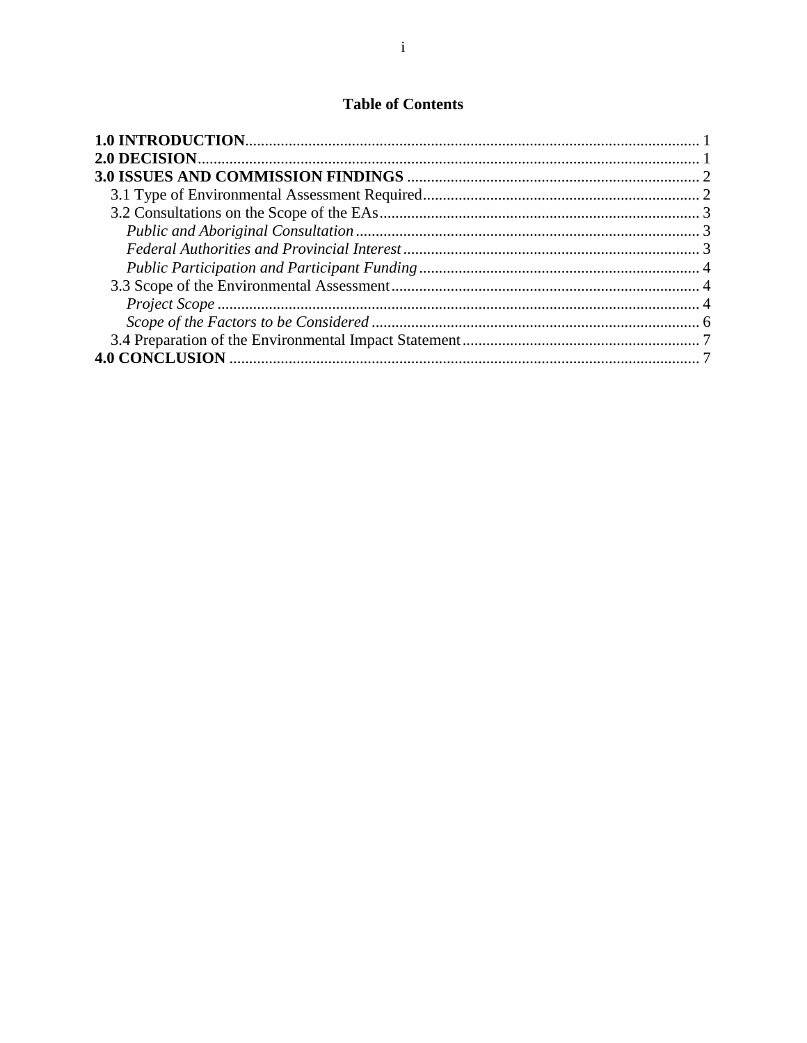# Table of Contents

**1.0 INTRODUCTION** .......... 1
**2.0 DECISION** .......... 1
**3.0 ISSUES AND COMMISSION FINDINGS** .......... 2
  3.1 Type of Environmental Assessment Required .......... 2
  3.2 Consultations on the Scope of the EAs .......... 3
    *Public and Aboriginal Consultation* .......... 3
    *Federal Authorities and Provincial Interest* .......... 3
    *Public Participation and Participant Funding* .......... 4
  3.3 Scope of the Environmental Assessment .......... 4
    *Project Scope* .......... 4
    *Scope of the Factors to be Considered* .......... 6
  3.4 Preparation of the Environmental Impact Statement .......... 7
**4.0 CONCLUSION** .......... 7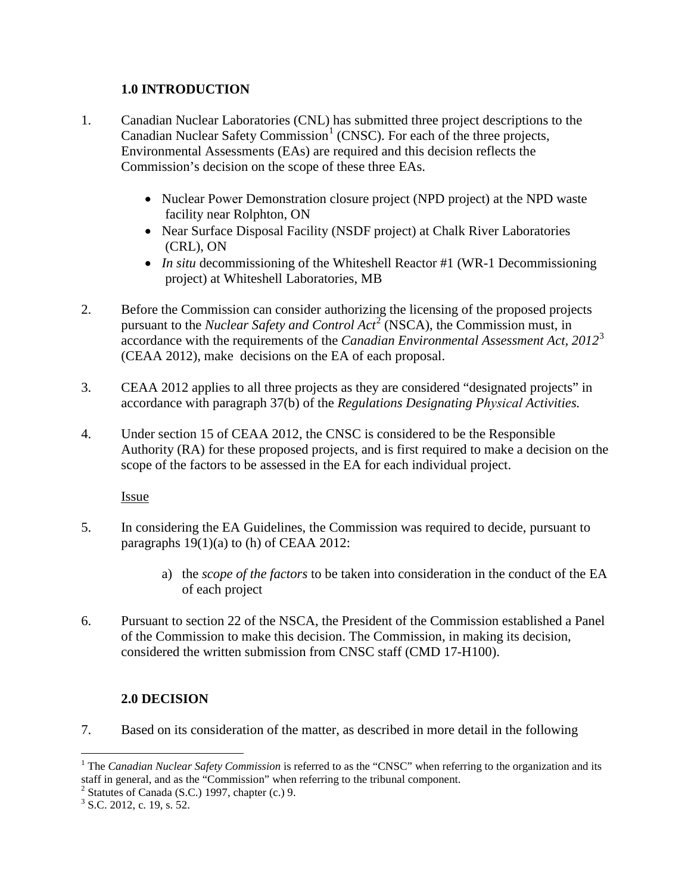## 1.0 INTRODUCTION

1. Canadian Nuclear Laboratories (CNL) has submitted three project descriptions to the Canadian Nuclear Safety Commission[1] (CNSC). For each of the three projects, Environmental Assessments (EAs) are required and this decision reflects the Commission's decision on the scope of these three EAs.

   - Nuclear Power Demonstration closure project (NPD project) at the NPD waste facility near Rolphton, ON
   - Near Surface Disposal Facility (NSDF project) at Chalk River Laboratories (CRL), ON
   - *In situ* decommissioning of the Whiteshell Reactor #1 (WR-1 Decommissioning project) at Whiteshell Laboratories, MB

2. Before the Commission can consider authorizing the licensing of the proposed projects pursuant to the *Nuclear Safety and Control Act*[2] (NSCA), the Commission must, in accordance with the requirements of the *Canadian Environmental Assessment Act, 2012*[3] (CEAA 2012), make decisions on the EA of each proposal.

3. CEAA 2012 applies to all three projects as they are considered "designated projects" in accordance with paragraph 37(b) of the *Regulations Designating Physical Activities.*

4. Under section 15 of CEAA 2012, the CNSC is considered to be the Responsible Authority (RA) for these proposed projects, and is first required to make a decision on the scope of the factors to be assessed in the EA for each individual project.

Issue

5. In considering the EA Guidelines, the Commission was required to decide, pursuant to paragraphs 19(1)(a) to (h) of CEAA 2012:

   a) the *scope of the factors* to be taken into consideration in the conduct of the EA of each project

6. Pursuant to section 22 of the NSCA, the President of the Commission established a Panel of the Commission to make this decision. The Commission, in making its decision, considered the written submission from CNSC staff (CMD 17-H100).

## 2.0 DECISION

7. Based on its consideration of the matter, as described in more detail in the following

---

[1] The *Canadian Nuclear Safety Commission* is referred to as the "CNSC" when referring to the organization and its staff in general, and as the "Commission" when referring to the tribunal component.

[2] Statutes of Canada (S.C.) 1997, chapter (c.) 9.

[3] S.C. 2012, c. 19, s. 52.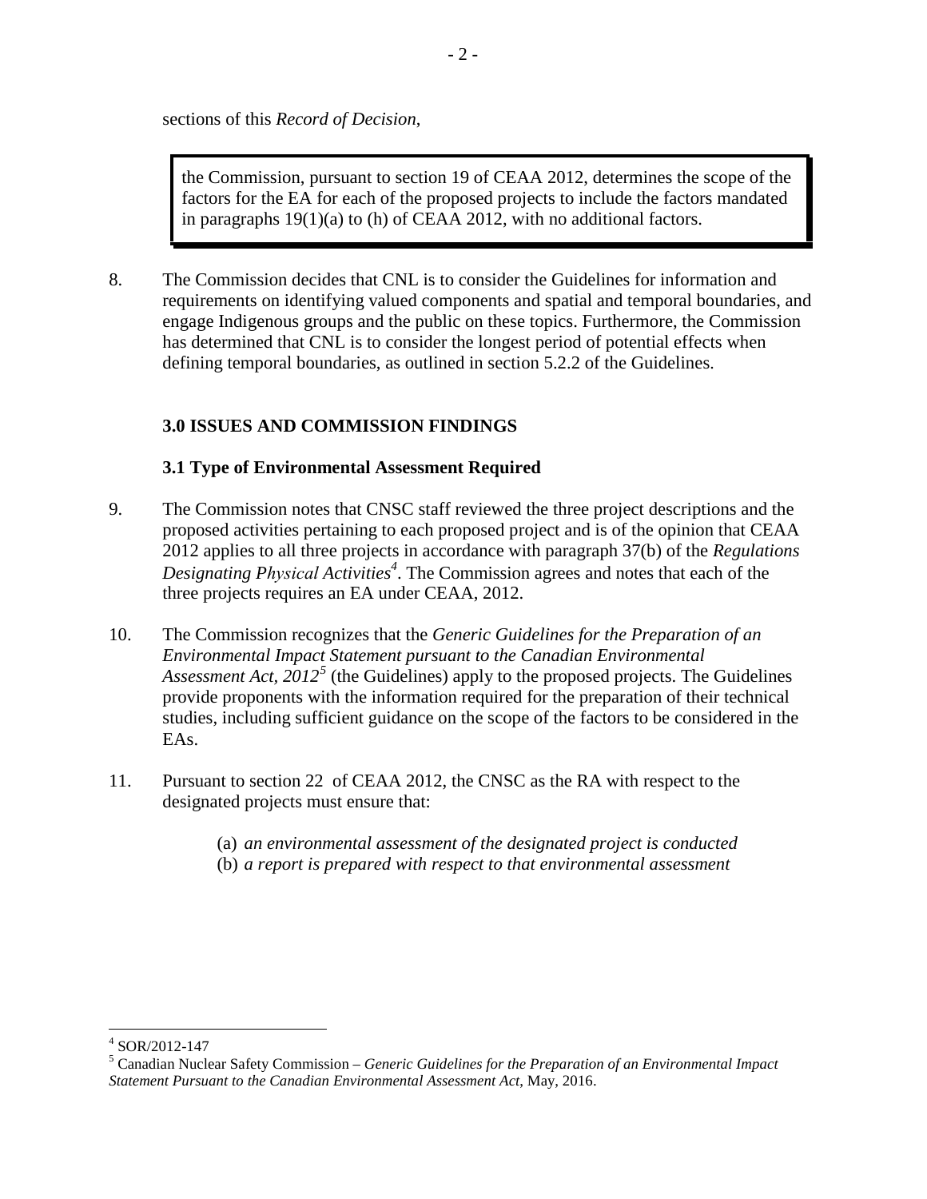sections of this *Record of Decision*,

> the Commission, pursuant to section 19 of CEAA 2012, determines the scope of the factors for the EA for each of the proposed projects to include the factors mandated in paragraphs 19(1)(a) to (h) of CEAA 2012, with no additional factors.

8. The Commission decides that CNL is to consider the Guidelines for information and requirements on identifying valued components and spatial and temporal boundaries, and engage Indigenous groups and the public on these topics. Furthermore, the Commission has determined that CNL is to consider the longest period of potential effects when defining temporal boundaries, as outlined in section 5.2.2 of the Guidelines.

## 3.0 ISSUES AND COMMISSION FINDINGS

### 3.1 Type of Environmental Assessment Required

9. The Commission notes that CNSC staff reviewed the three project descriptions and the proposed activities pertaining to each proposed project and is of the opinion that CEAA 2012 applies to all three projects in accordance with paragraph 37(b) of the *Regulations Designating Physical Activities*[4]. The Commission agrees and notes that each of the three projects requires an EA under CEAA, 2012.

10. The Commission recognizes that the *Generic Guidelines for the Preparation of an Environmental Impact Statement pursuant to the Canadian Environmental Assessment Act, 2012*[5] (the Guidelines) apply to the proposed projects. The Guidelines provide proponents with the information required for the preparation of their technical studies, including sufficient guidance on the scope of the factors to be considered in the EAs.

11. Pursuant to section 22 of CEAA 2012, the CNSC as the RA with respect to the designated projects must ensure that:

    (a) *an environmental assessment of the designated project is conducted*
    (b) *a report is prepared with respect to that environmental assessment*

---

[4] SOR/2012-147

[5] Canadian Nuclear Safety Commission – *Generic Guidelines for the Preparation of an Environmental Impact Statement Pursuant to the Canadian Environmental Assessment Act*, May, 2016.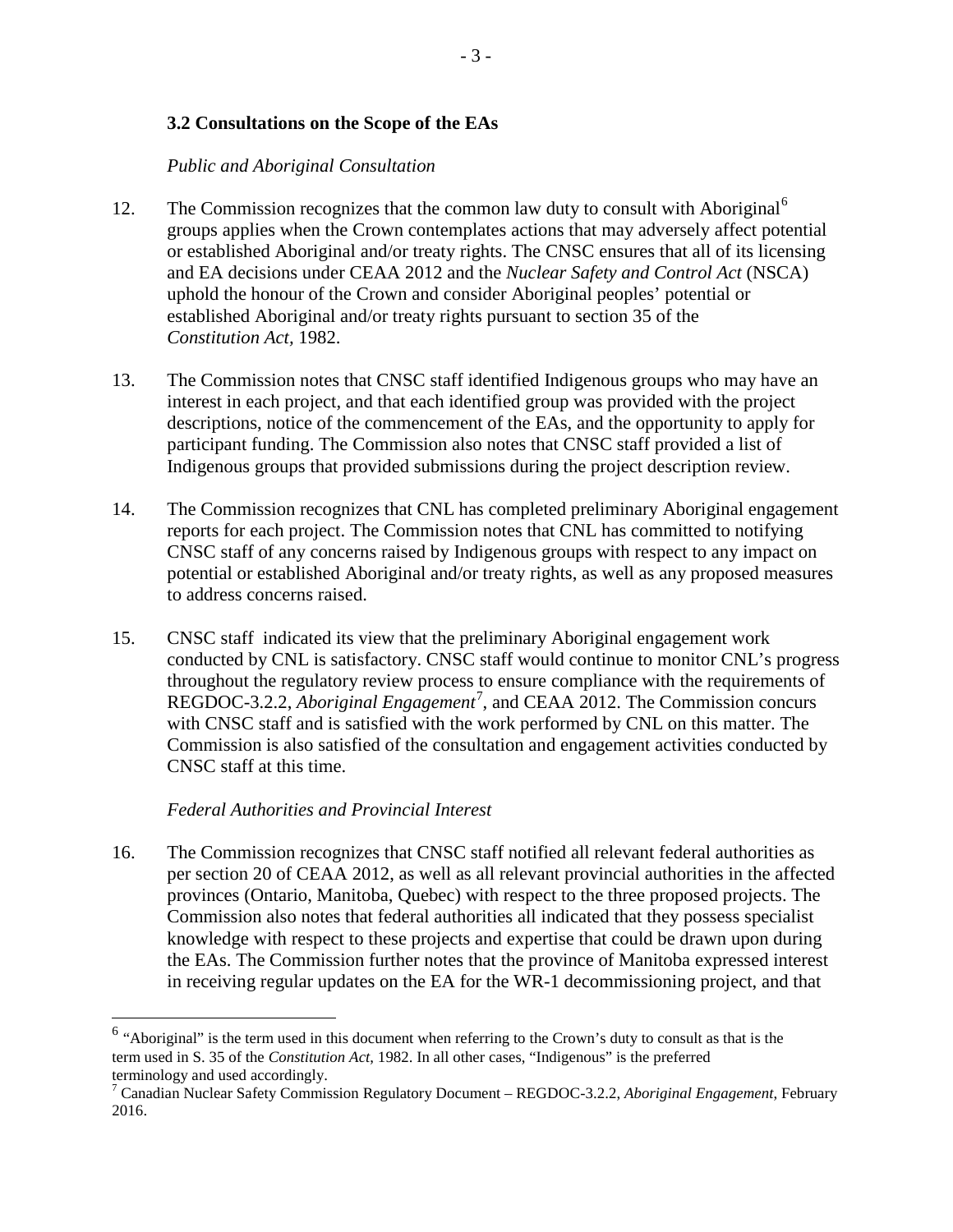### 3.2 Consultations on the Scope of the EAs

*Public and Aboriginal Consultation*

12. The Commission recognizes that the common law duty to consult with Aboriginal[6] groups applies when the Crown contemplates actions that may adversely affect potential or established Aboriginal and/or treaty rights. The CNSC ensures that all of its licensing and EA decisions under CEAA 2012 and the *Nuclear Safety and Control Act* (NSCA) uphold the honour of the Crown and consider Aboriginal peoples' potential or established Aboriginal and/or treaty rights pursuant to section 35 of the *Constitution Act*, 1982.

13. The Commission notes that CNSC staff identified Indigenous groups who may have an interest in each project, and that each identified group was provided with the project descriptions, notice of the commencement of the EAs, and the opportunity to apply for participant funding. The Commission also notes that CNSC staff provided a list of Indigenous groups that provided submissions during the project description review.

14. The Commission recognizes that CNL has completed preliminary Aboriginal engagement reports for each project. The Commission notes that CNL has committed to notifying CNSC staff of any concerns raised by Indigenous groups with respect to any impact on potential or established Aboriginal and/or treaty rights, as well as any proposed measures to address concerns raised.

15. CNSC staff indicated its view that the preliminary Aboriginal engagement work conducted by CNL is satisfactory. CNSC staff would continue to monitor CNL's progress throughout the regulatory review process to ensure compliance with the requirements of REGDOC-3.2.2, *Aboriginal Engagement*[7], and CEAA 2012. The Commission concurs with CNSC staff and is satisfied with the work performed by CNL on this matter. The Commission is also satisfied of the consultation and engagement activities conducted by CNSC staff at this time.

*Federal Authorities and Provincial Interest*

16. The Commission recognizes that CNSC staff notified all relevant federal authorities as per section 20 of CEAA 2012, as well as all relevant provincial authorities in the affected provinces (Ontario, Manitoba, Quebec) with respect to the three proposed projects. The Commission also notes that federal authorities all indicated that they possess specialist knowledge with respect to these projects and expertise that could be drawn upon during the EAs. The Commission further notes that the province of Manitoba expressed interest in receiving regular updates on the EA for the WR-1 decommissioning project, and that

---

[6] "Aboriginal" is the term used in this document when referring to the Crown's duty to consult as that is the term used in S. 35 of the *Constitution Act*, 1982. In all other cases, "Indigenous" is the preferred terminology and used accordingly.

[7] Canadian Nuclear Safety Commission Regulatory Document – REGDOC-3.2.2, *Aboriginal Engagement*, February 2016.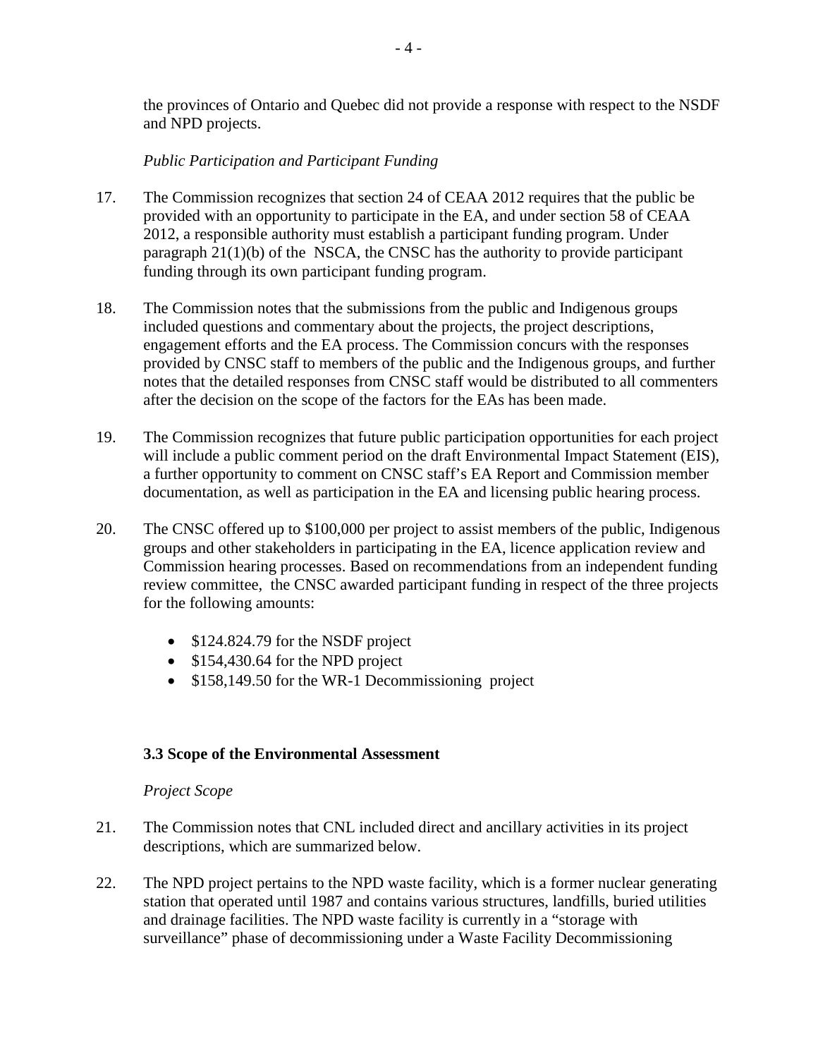the provinces of Ontario and Quebec did not provide a response with respect to the NSDF and NPD projects.

*Public Participation and Participant Funding*

17. The Commission recognizes that section 24 of CEAA 2012 requires that the public be provided with an opportunity to participate in the EA, and under section 58 of CEAA 2012, a responsible authority must establish a participant funding program. Under paragraph 21(1)(b) of the NSCA, the CNSC has the authority to provide participant funding through its own participant funding program.

18. The Commission notes that the submissions from the public and Indigenous groups included questions and commentary about the projects, the project descriptions, engagement efforts and the EA process. The Commission concurs with the responses provided by CNSC staff to members of the public and the Indigenous groups, and further notes that the detailed responses from CNSC staff would be distributed to all commenters after the decision on the scope of the factors for the EAs has been made.

19. The Commission recognizes that future public participation opportunities for each project will include a public comment period on the draft Environmental Impact Statement (EIS), a further opportunity to comment on CNSC staff's EA Report and Commission member documentation, as well as participation in the EA and licensing public hearing process.

20. The CNSC offered up to $100,000 per project to assist members of the public, Indigenous groups and other stakeholders in participating in the EA, licence application review and Commission hearing processes. Based on recommendations from an independent funding review committee, the CNSC awarded participant funding in respect of the three projects for the following amounts:

   - $124.824.79 for the NSDF project
   - $154,430.64 for the NPD project
   - $158,149.50 for the WR-1 Decommissioning project

### 3.3 Scope of the Environmental Assessment

*Project Scope*

21. The Commission notes that CNL included direct and ancillary activities in its project descriptions, which are summarized below.

22. The NPD project pertains to the NPD waste facility, which is a former nuclear generating station that operated until 1987 and contains various structures, landfills, buried utilities and drainage facilities. The NPD waste facility is currently in a "storage with surveillance" phase of decommissioning under a Waste Facility Decommissioning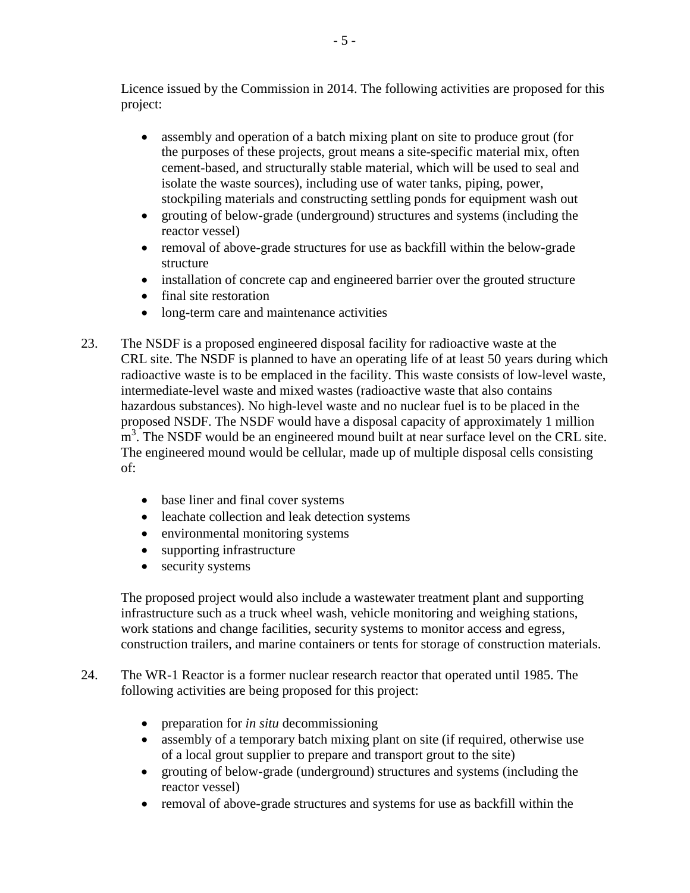Licence issued by the Commission in 2014. The following activities are proposed for this project:

- assembly and operation of a batch mixing plant on site to produce grout (for the purposes of these projects, grout means a site-specific material mix, often cement-based, and structurally stable material, which will be used to seal and isolate the waste sources), including use of water tanks, piping, power, stockpiling materials and constructing settling ponds for equipment wash out
- grouting of below-grade (underground) structures and systems (including the reactor vessel)
- removal of above-grade structures for use as backfill within the below-grade structure
- installation of concrete cap and engineered barrier over the grouted structure
- final site restoration
- long-term care and maintenance activities

23. The NSDF is a proposed engineered disposal facility for radioactive waste at the CRL site. The NSDF is planned to have an operating life of at least 50 years during which radioactive waste is to be emplaced in the facility. This waste consists of low-level waste, intermediate-level waste and mixed wastes (radioactive waste that also contains hazardous substances). No high-level waste and no nuclear fuel is to be placed in the proposed NSDF. The NSDF would have a disposal capacity of approximately 1 million $m^3$. The NSDF would be an engineered mound built at near surface level on the CRL site. The engineered mound would be cellular, made up of multiple disposal cells consisting of:

    - base liner and final cover systems
    - leachate collection and leak detection systems
    - environmental monitoring systems
    - supporting infrastructure
    - security systems

    The proposed project would also include a wastewater treatment plant and supporting infrastructure such as a truck wheel wash, vehicle monitoring and weighing stations, work stations and change facilities, security systems to monitor access and egress, construction trailers, and marine containers or tents for storage of construction materials.

24. The WR-1 Reactor is a former nuclear research reactor that operated until 1985. The following activities are being proposed for this project:

    - preparation for *in situ* decommissioning
    - assembly of a temporary batch mixing plant on site (if required, otherwise use of a local grout supplier to prepare and transport grout to the site)
    - grouting of below-grade (underground) structures and systems (including the reactor vessel)
    - removal of above-grade structures and systems for use as backfill within the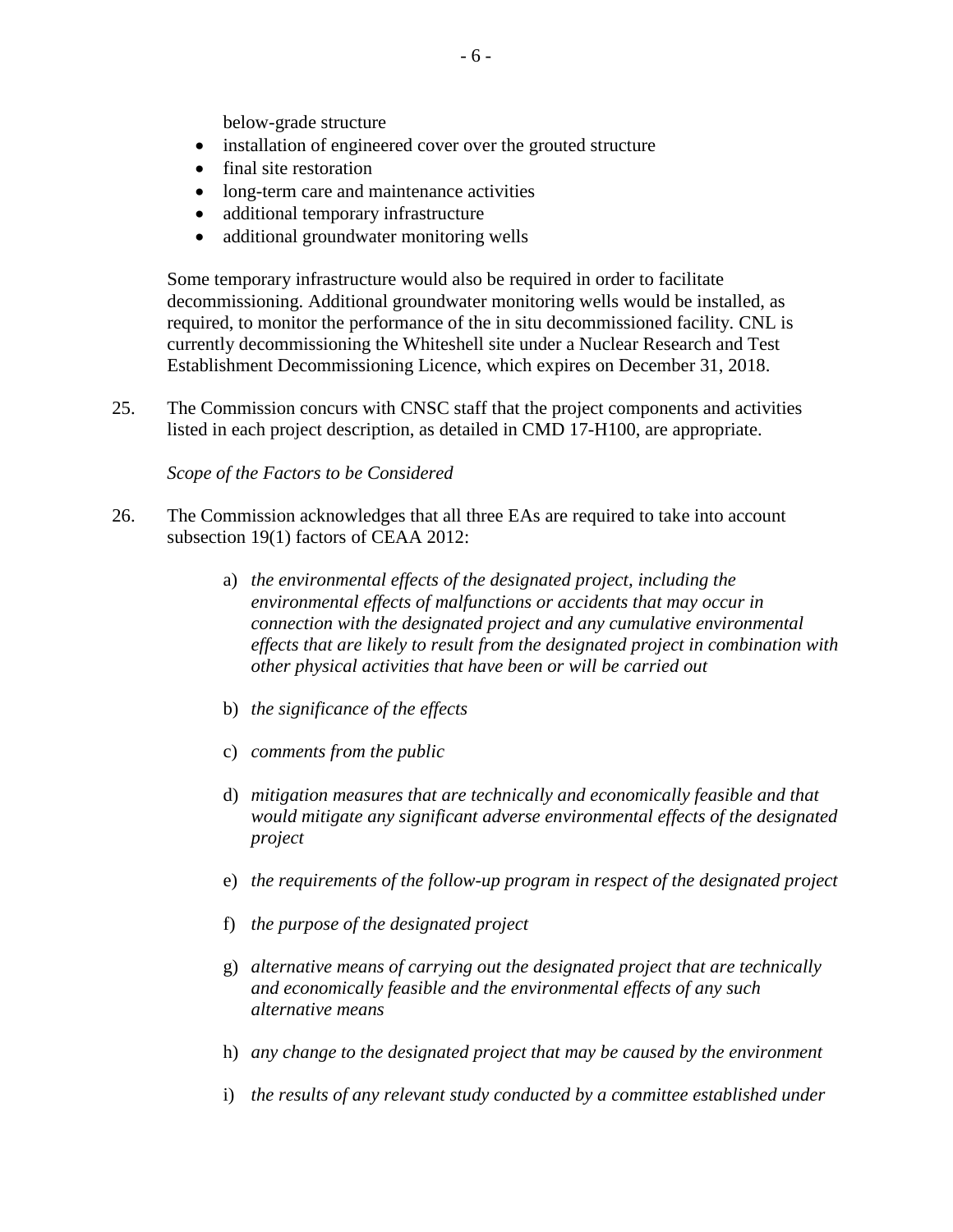below-grade structure

- installation of engineered cover over the grouted structure
- final site restoration
- long-term care and maintenance activities
- additional temporary infrastructure
- additional groundwater monitoring wells

Some temporary infrastructure would also be required in order to facilitate decommissioning. Additional groundwater monitoring wells would be installed, as required, to monitor the performance of the in situ decommissioned facility. CNL is currently decommissioning the Whiteshell site under a Nuclear Research and Test Establishment Decommissioning Licence, which expires on December 31, 2018.

25. The Commission concurs with CNSC staff that the project components and activities listed in each project description, as detailed in CMD 17-H100, are appropriate.

*Scope of the Factors to be Considered*

26. The Commission acknowledges that all three EAs are required to take into account subsection 19(1) factors of CEAA 2012:

    a) *the environmental effects of the designated project, including the environmental effects of malfunctions or accidents that may occur in connection with the designated project and any cumulative environmental effects that are likely to result from the designated project in combination with other physical activities that have been or will be carried out*

    b) *the significance of the effects*

    c) *comments from the public*

    d) *mitigation measures that are technically and economically feasible and that would mitigate any significant adverse environmental effects of the designated project*

    e) *the requirements of the follow-up program in respect of the designated project*

    f) *the purpose of the designated project*

    g) *alternative means of carrying out the designated project that are technically and economically feasible and the environmental effects of any such alternative means*

    h) *any change to the designated project that may be caused by the environment*

    i) *the results of any relevant study conducted by a committee established under*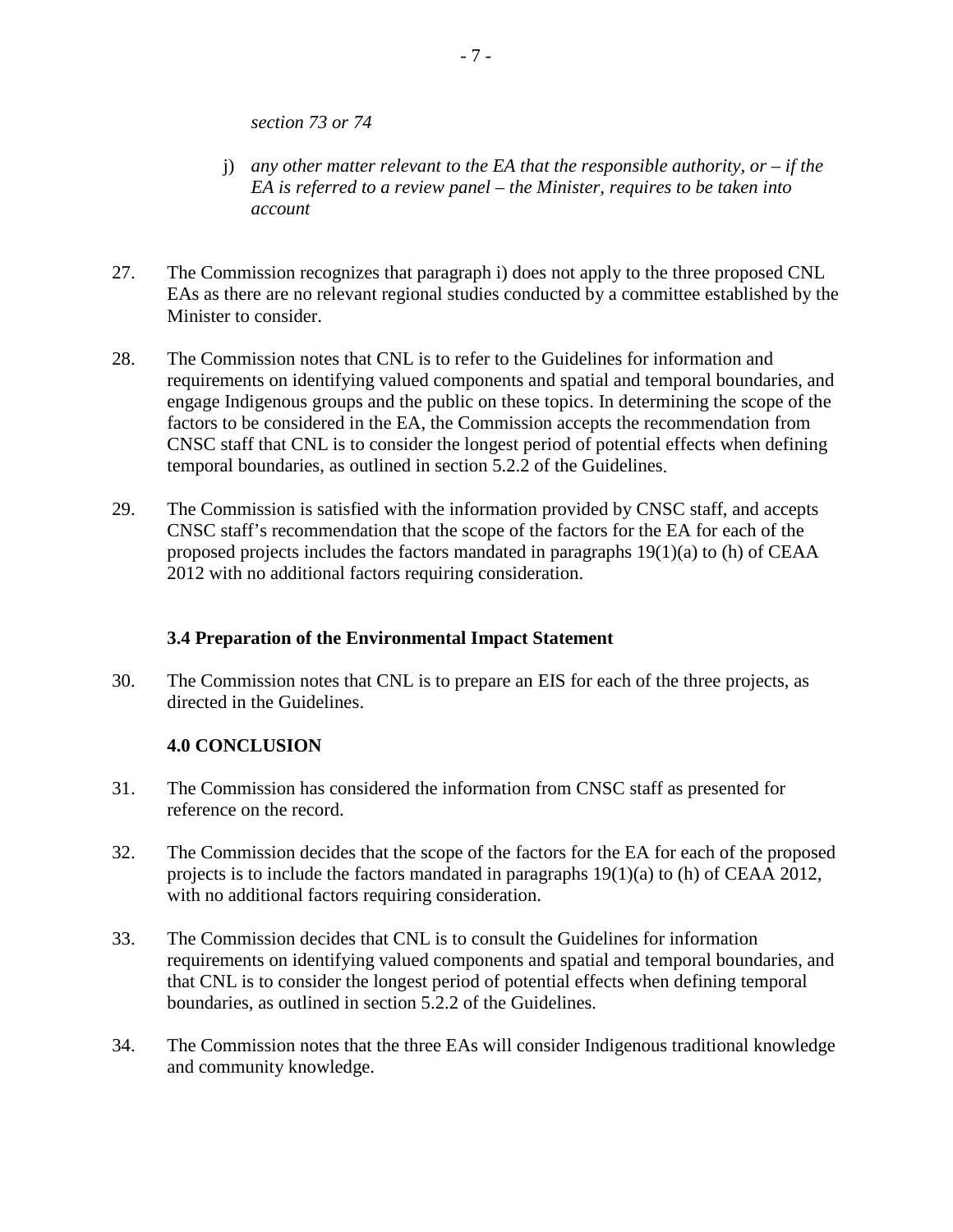*section 73 or 74*

j) *any other matter relevant to the EA that the responsible authority, or – if the EA is referred to a review panel – the Minister, requires to be taken into account*

27. The Commission recognizes that paragraph i) does not apply to the three proposed CNL EAs as there are no relevant regional studies conducted by a committee established by the Minister to consider.

28. The Commission notes that CNL is to refer to the Guidelines for information and requirements on identifying valued components and spatial and temporal boundaries, and engage Indigenous groups and the public on these topics. In determining the scope of the factors to be considered in the EA, the Commission accepts the recommendation from CNSC staff that CNL is to consider the longest period of potential effects when defining temporal boundaries, as outlined in section 5.2.2 of the Guidelines.

29. The Commission is satisfied with the information provided by CNSC staff, and accepts CNSC staff's recommendation that the scope of the factors for the EA for each of the proposed projects includes the factors mandated in paragraphs 19(1)(a) to (h) of CEAA 2012 with no additional factors requiring consideration.

### 3.4 Preparation of the Environmental Impact Statement

30. The Commission notes that CNL is to prepare an EIS for each of the three projects, as directed in the Guidelines.

## 4.0 CONCLUSION

31. The Commission has considered the information from CNSC staff as presented for reference on the record.

32. The Commission decides that the scope of the factors for the EA for each of the proposed projects is to include the factors mandated in paragraphs 19(1)(a) to (h) of CEAA 2012, with no additional factors requiring consideration.

33. The Commission decides that CNL is to consult the Guidelines for information requirements on identifying valued components and spatial and temporal boundaries, and that CNL is to consider the longest period of potential effects when defining temporal boundaries, as outlined in section 5.2.2 of the Guidelines.

34. The Commission notes that the three EAs will consider Indigenous traditional knowledge and community knowledge.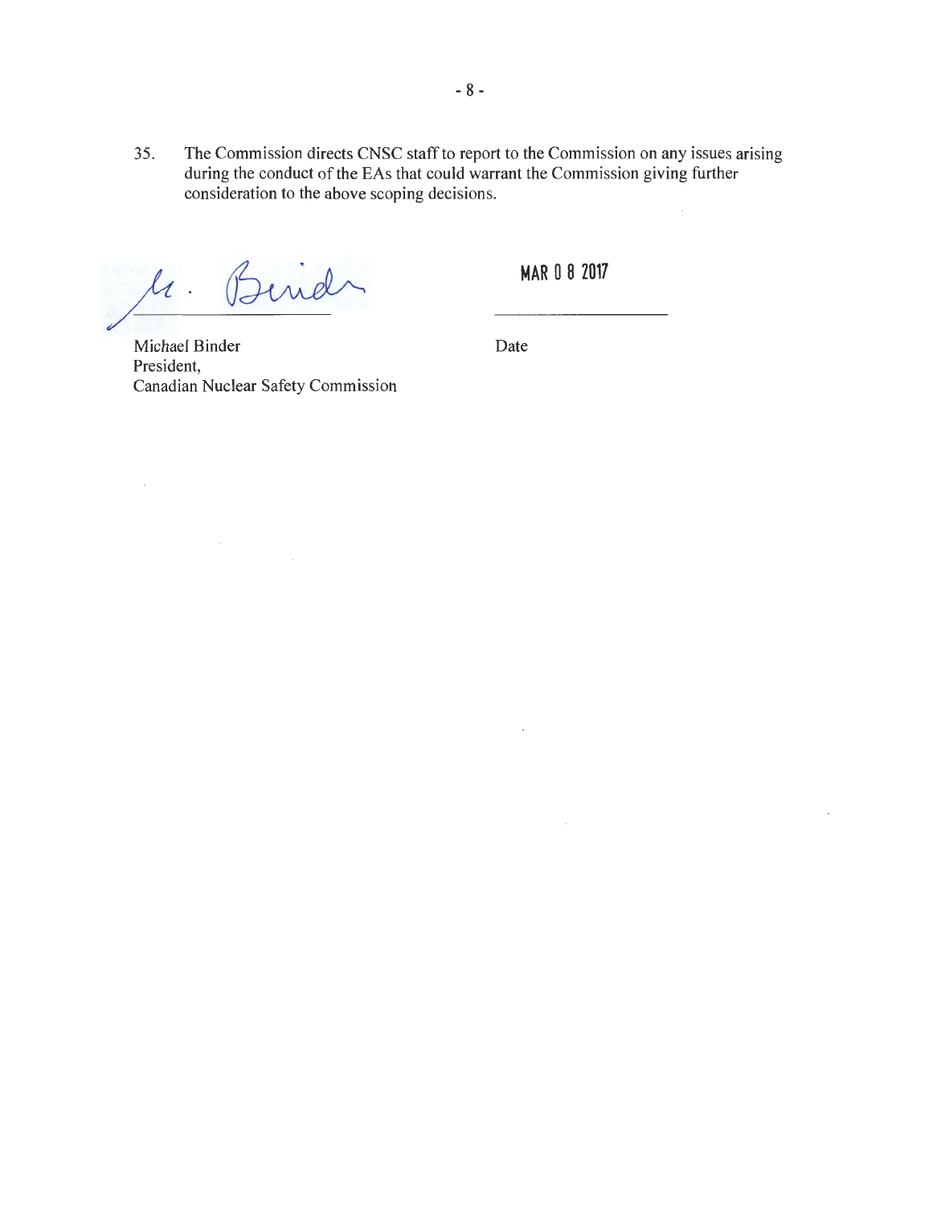35. The Commission directs CNSC staff to report to the Commission on any issues arising during the conduct of the EAs that could warrant the Commission giving further consideration to the above scoping decisions.

| | |
|---|---|
| M. Binder | MAR 0 8 2017 |
| Michael Binder<br>President,<br>Canadian Nuclear Safety Commission | Date |